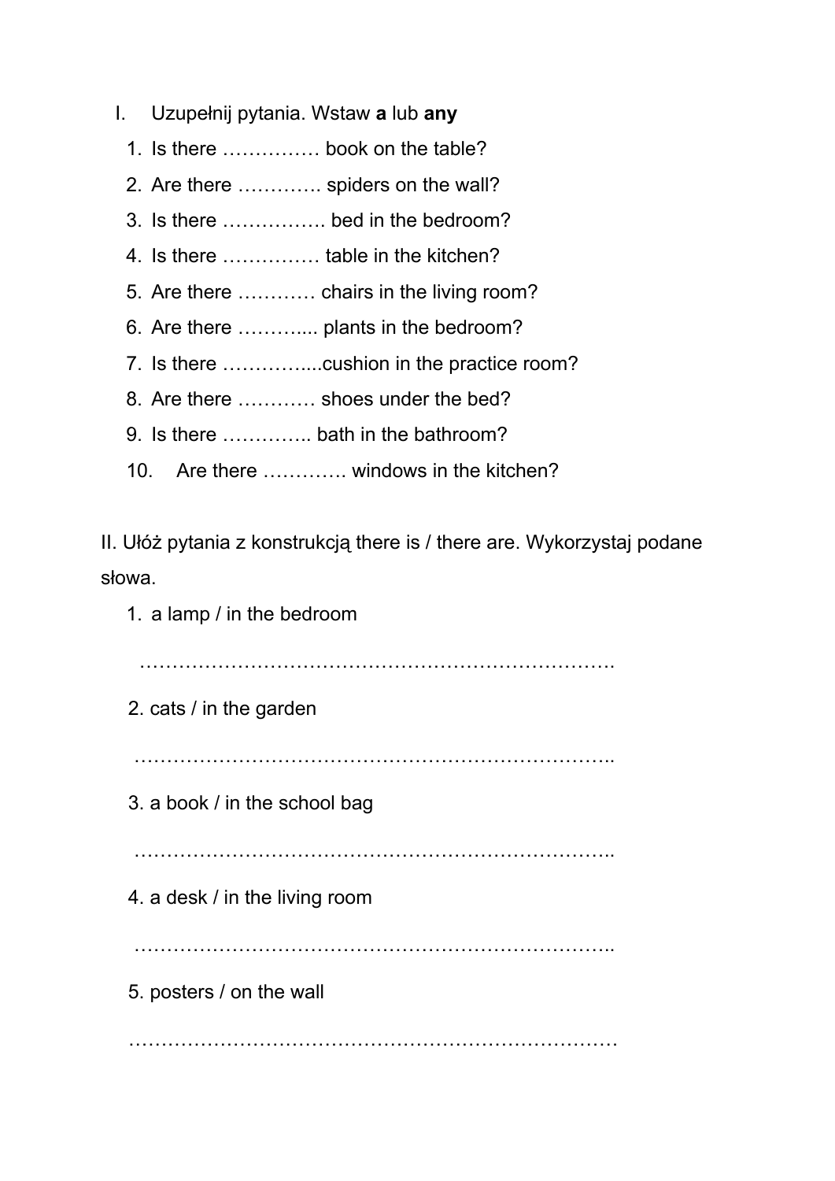I. Uzupełnij pytania. Wstaw **a** lub **any**

1. Is there …………… book on the table?
2. Are there …………. spiders on the wall?
3. Is there ……………. bed in the bedroom?
4. Is there …………… table in the kitchen?
5. Are there ………… chairs in the living room?
6. Are there ……….... plants in the bedroom?
7. Is there …………....cushion in the practice room?
8. Are there ………… shoes under the bed?
9. Is there ………….. bath in the bathroom?
10. Are there …………. windows in the kitchen?

II. Ułóż pytania z konstrukcją there is / there are. Wykorzystaj podane słowa.

1. a lamp / in the bedroom

   ……………………………………………………………….

2. cats / in the garden

   ………………………………………………………………..

3. a book / in the school bag

   ………………………………………………………………..

4. a desk / in the living room

   ………………………………………………………………..

5. posters / on the wall

   …………………………………………………………………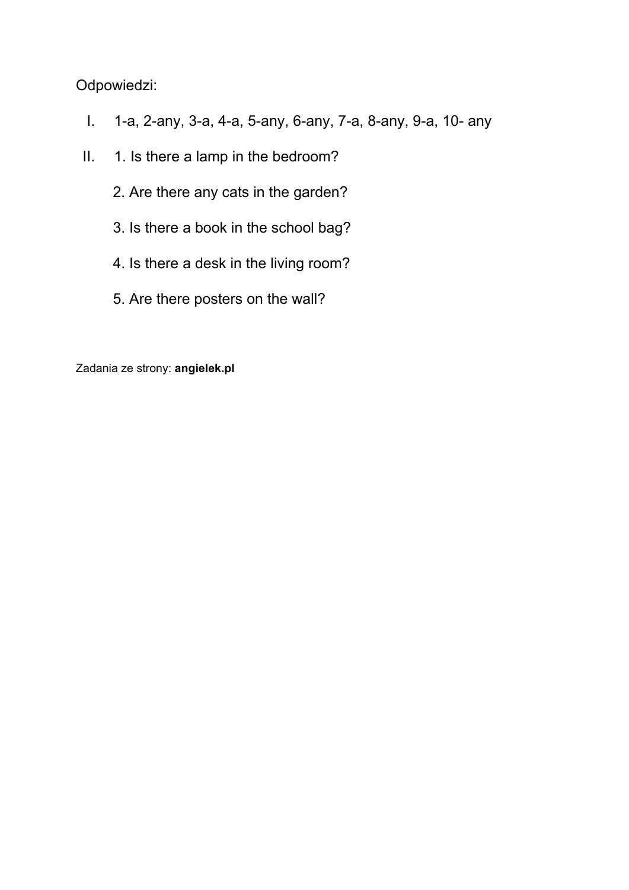Odpowiedzi:

I. 1-a, 2-any, 3-a, 4-a, 5-any, 6-any, 7-a, 8-any, 9-a, 10- any

II. 1. Is there a lamp in the bedroom?

2. Are there any cats in the garden?

3. Is there a book in the school bag?

4. Is there a desk in the living room?

5. Are there posters on the wall?

Zadania ze strony: **angielek.pl**